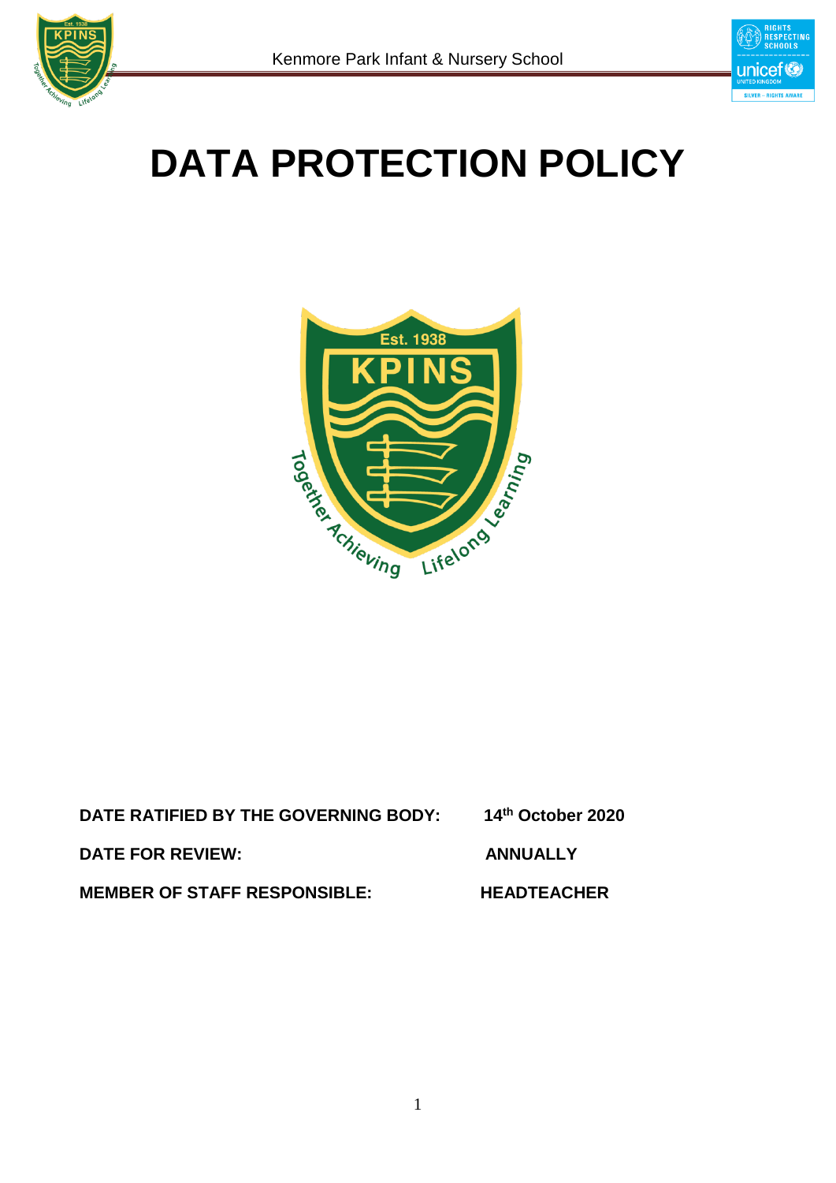# DATA PROTECTION POLICY

**DATE RATIFIED BY THE GOVERNING BODY:** **14th October 2020**

**DATE FOR REVIEW:** **ANNUALLY**

**MEMBER OF STAFF RESPONSIBLE:** **HEADTEACHER**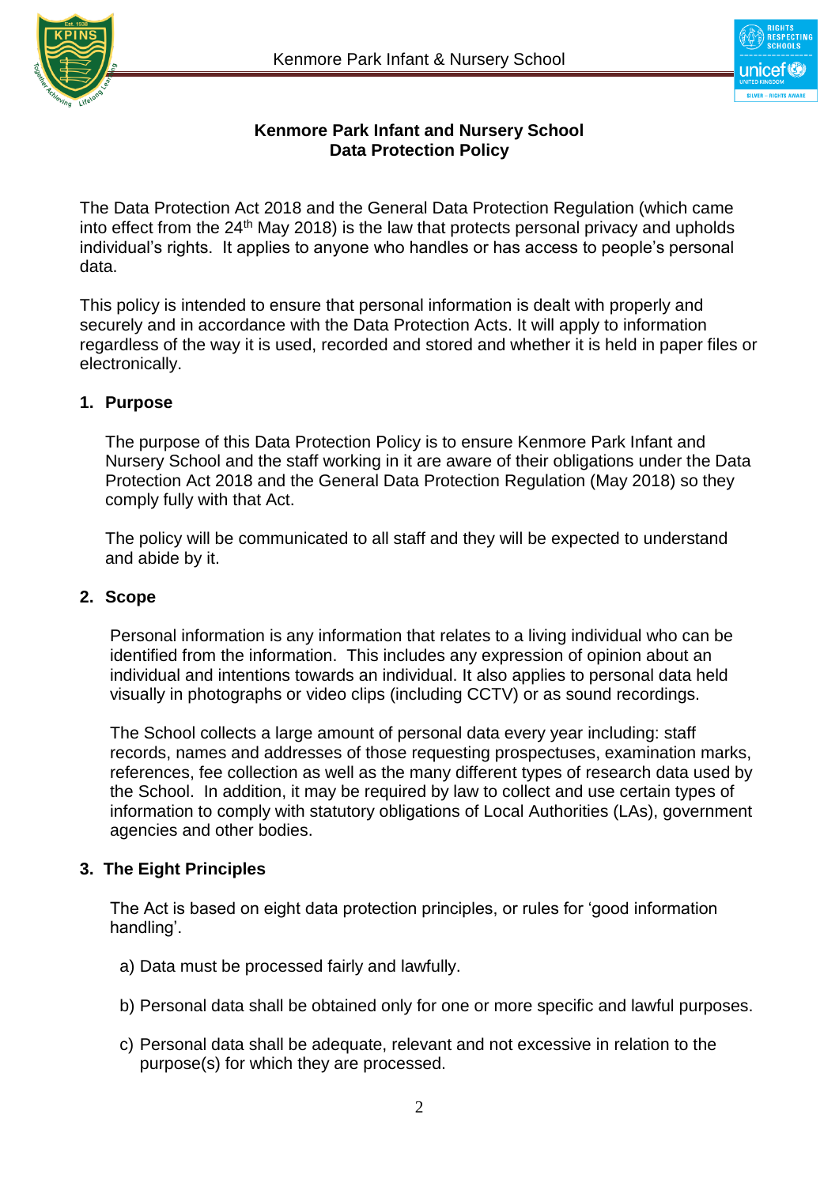# Kenmore Park Infant and Nursery School
# Data Protection Policy

The Data Protection Act 2018 and the General Data Protection Regulation (which came into effect from the 24th May 2018) is the law that protects personal privacy and upholds individual's rights. It applies to anyone who handles or has access to people's personal data.

This policy is intended to ensure that personal information is dealt with properly and securely and in accordance with the Data Protection Acts. It will apply to information regardless of the way it is used, recorded and stored and whether it is held in paper files or electronically.

## 1. Purpose

The purpose of this Data Protection Policy is to ensure Kenmore Park Infant and Nursery School and the staff working in it are aware of their obligations under the Data Protection Act 2018 and the General Data Protection Regulation (May 2018) so they comply fully with that Act.

The policy will be communicated to all staff and they will be expected to understand and abide by it.

## 2. Scope

Personal information is any information that relates to a living individual who can be identified from the information. This includes any expression of opinion about an individual and intentions towards an individual. It also applies to personal data held visually in photographs or video clips (including CCTV) or as sound recordings.

The School collects a large amount of personal data every year including: staff records, names and addresses of those requesting prospectuses, examination marks, references, fee collection as well as the many different types of research data used by the School. In addition, it may be required by law to collect and use certain types of information to comply with statutory obligations of Local Authorities (LAs), government agencies and other bodies.

## 3. The Eight Principles

The Act is based on eight data protection principles, or rules for 'good information handling'.

a) Data must be processed fairly and lawfully.

b) Personal data shall be obtained only for one or more specific and lawful purposes.

c) Personal data shall be adequate, relevant and not excessive in relation to the purpose(s) for which they are processed.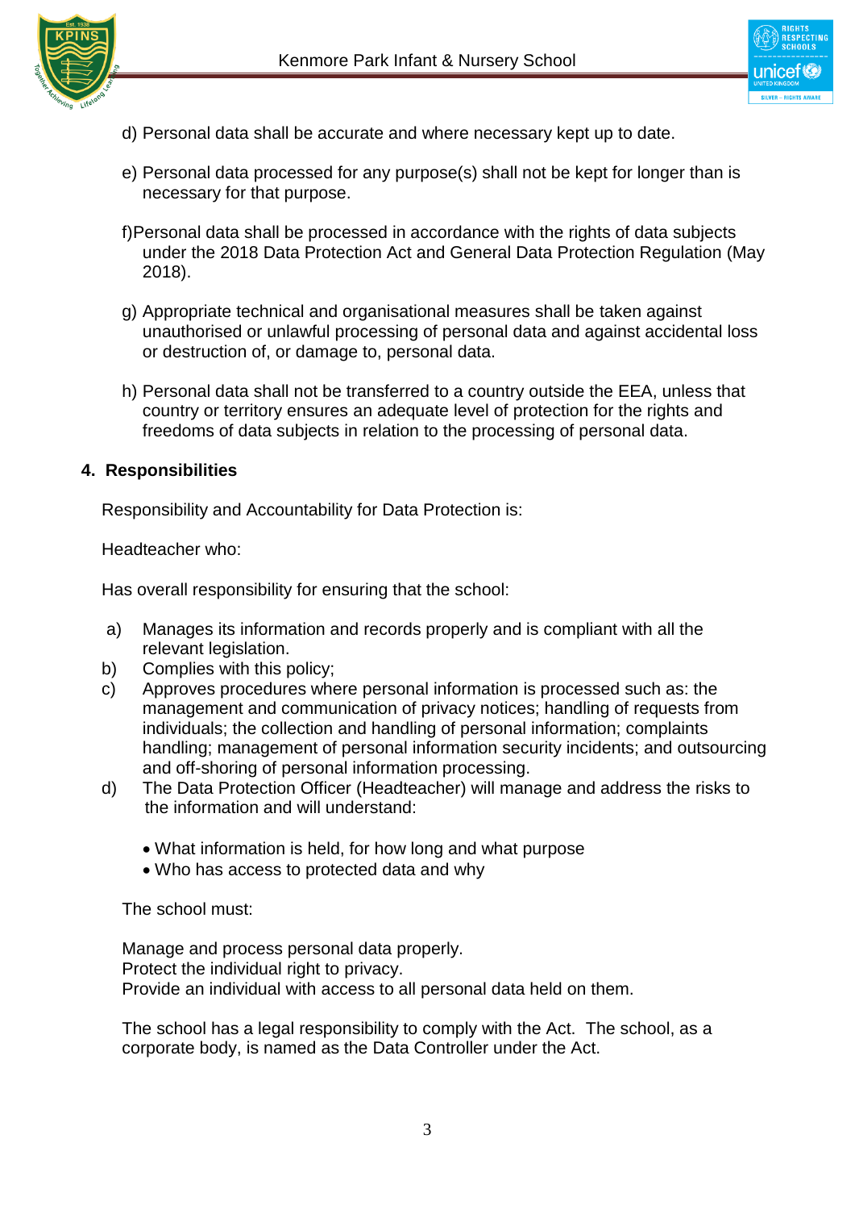d) Personal data shall be accurate and where necessary kept up to date.

e) Personal data processed for any purpose(s) shall not be kept for longer than is necessary for that purpose.

f)Personal data shall be processed in accordance with the rights of data subjects under the 2018 Data Protection Act and General Data Protection Regulation (May 2018).

g) Appropriate technical and organisational measures shall be taken against unauthorised or unlawful processing of personal data and against accidental loss or destruction of, or damage to, personal data.

h) Personal data shall not be transferred to a country outside the EEA, unless that country or territory ensures an adequate level of protection for the rights and freedoms of data subjects in relation to the processing of personal data.

## 4. Responsibilities

Responsibility and Accountability for Data Protection is:

Headteacher who:

Has overall responsibility for ensuring that the school:

a) Manages its information and records properly and is compliant with all the relevant legislation.
b) Complies with this policy;
c) Approves procedures where personal information is processed such as: the management and communication of privacy notices; handling of requests from individuals; the collection and handling of personal information; complaints handling; management of personal information security incidents; and outsourcing and off-shoring of personal information processing.
d) The Data Protection Officer (Headteacher) will manage and address the risks to the information and will understand:

- What information is held, for how long and what purpose
- Who has access to protected data and why

The school must:

Manage and process personal data properly.
Protect the individual right to privacy.
Provide an individual with access to all personal data held on them.

The school has a legal responsibility to comply with the Act. The school, as a corporate body, is named as the Data Controller under the Act.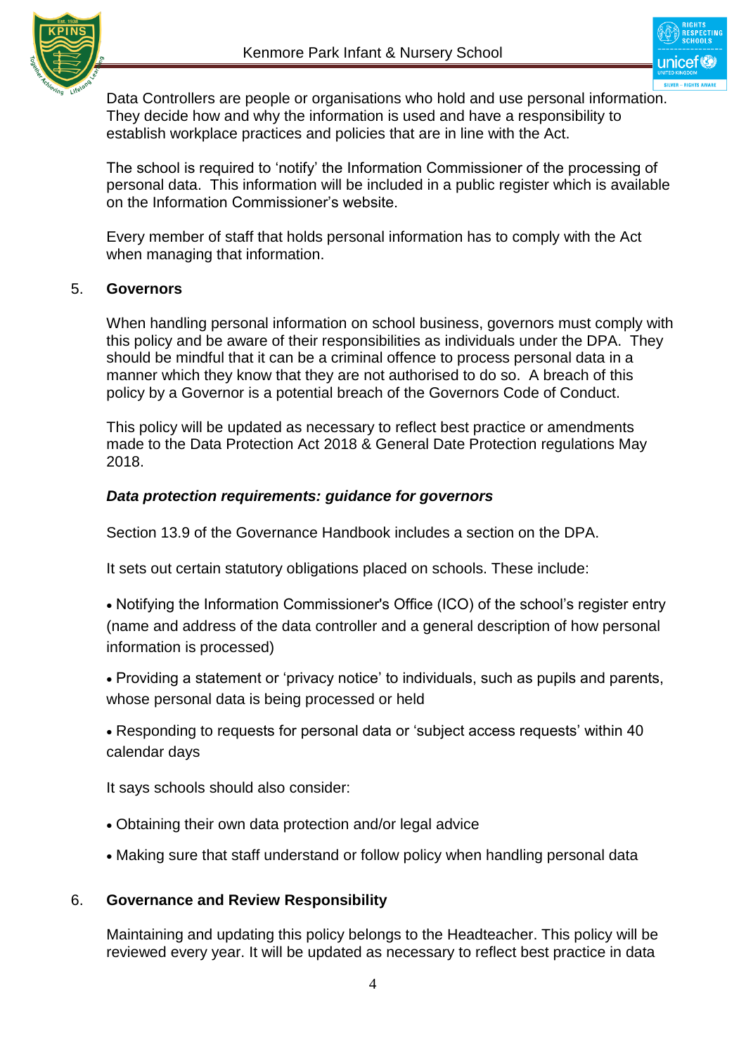Data Controllers are people or organisations who hold and use personal information. They decide how and why the information is used and have a responsibility to establish workplace practices and policies that are in line with the Act.

The school is required to 'notify' the Information Commissioner of the processing of personal data. This information will be included in a public register which is available on the Information Commissioner's website.

Every member of staff that holds personal information has to comply with the Act when managing that information.

## 5. Governors

When handling personal information on school business, governors must comply with this policy and be aware of their responsibilities as individuals under the DPA. They should be mindful that it can be a criminal offence to process personal data in a manner which they know that they are not authorised to do so. A breach of this policy by a Governor is a potential breach of the Governors Code of Conduct.

This policy will be updated as necessary to reflect best practice or amendments made to the Data Protection Act 2018 & General Date Protection regulations May 2018.

***Data protection requirements: guidance for governors***

Section 13.9 of the Governance Handbook includes a section on the DPA.

It sets out certain statutory obligations placed on schools. These include:

- Notifying the Information Commissioner's Office (ICO) of the school's register entry (name and address of the data controller and a general description of how personal information is processed)
- Providing a statement or 'privacy notice' to individuals, such as pupils and parents, whose personal data is being processed or held
- Responding to requests for personal data or 'subject access requests' within 40 calendar days

It says schools should also consider:

- Obtaining their own data protection and/or legal advice
- Making sure that staff understand or follow policy when handling personal data

## 6. Governance and Review Responsibility

Maintaining and updating this policy belongs to the Headteacher. This policy will be reviewed every year. It will be updated as necessary to reflect best practice in data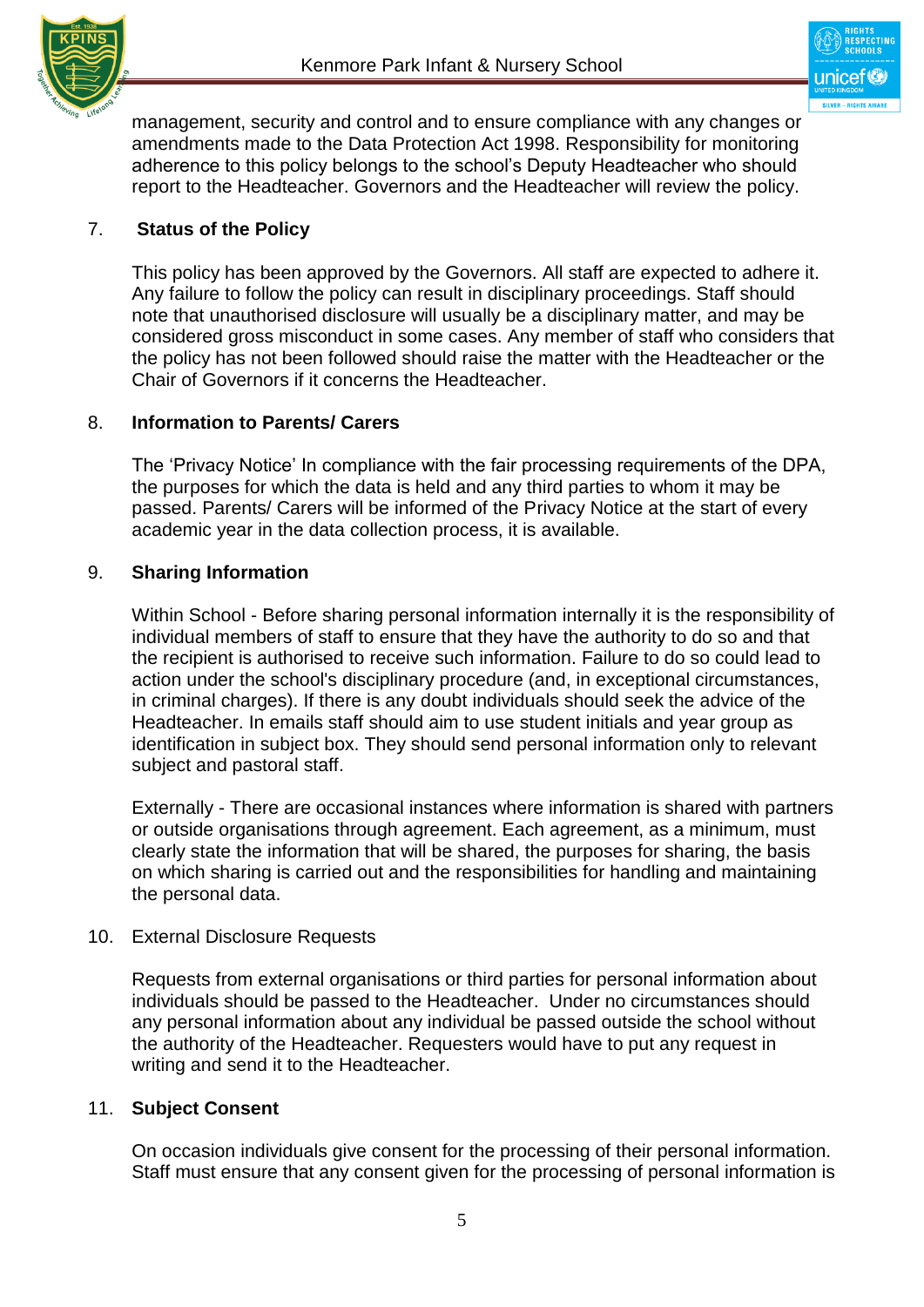management, security and control and to ensure compliance with any changes or amendments made to the Data Protection Act 1998. Responsibility for monitoring adherence to this policy belongs to the school's Deputy Headteacher who should report to the Headteacher. Governors and the Headteacher will review the policy.

## 7. Status of the Policy

This policy has been approved by the Governors. All staff are expected to adhere it. Any failure to follow the policy can result in disciplinary proceedings. Staff should note that unauthorised disclosure will usually be a disciplinary matter, and may be considered gross misconduct in some cases. Any member of staff who considers that the policy has not been followed should raise the matter with the Headteacher or the Chair of Governors if it concerns the Headteacher.

## 8. Information to Parents/ Carers

The 'Privacy Notice' In compliance with the fair processing requirements of the DPA, the purposes for which the data is held and any third parties to whom it may be passed. Parents/ Carers will be informed of the Privacy Notice at the start of every academic year in the data collection process, it is available.

## 9. Sharing Information

Within School - Before sharing personal information internally it is the responsibility of individual members of staff to ensure that they have the authority to do so and that the recipient is authorised to receive such information. Failure to do so could lead to action under the school's disciplinary procedure (and, in exceptional circumstances, in criminal charges). If there is any doubt individuals should seek the advice of the Headteacher. In emails staff should aim to use student initials and year group as identification in subject box. They should send personal information only to relevant subject and pastoral staff.

Externally - There are occasional instances where information is shared with partners or outside organisations through agreement. Each agreement, as a minimum, must clearly state the information that will be shared, the purposes for sharing, the basis on which sharing is carried out and the responsibilities for handling and maintaining the personal data.

## 10. External Disclosure Requests

Requests from external organisations or third parties for personal information about individuals should be passed to the Headteacher. Under no circumstances should any personal information about any individual be passed outside the school without the authority of the Headteacher. Requesters would have to put any request in writing and send it to the Headteacher.

## 11. Subject Consent

On occasion individuals give consent for the processing of their personal information. Staff must ensure that any consent given for the processing of personal information is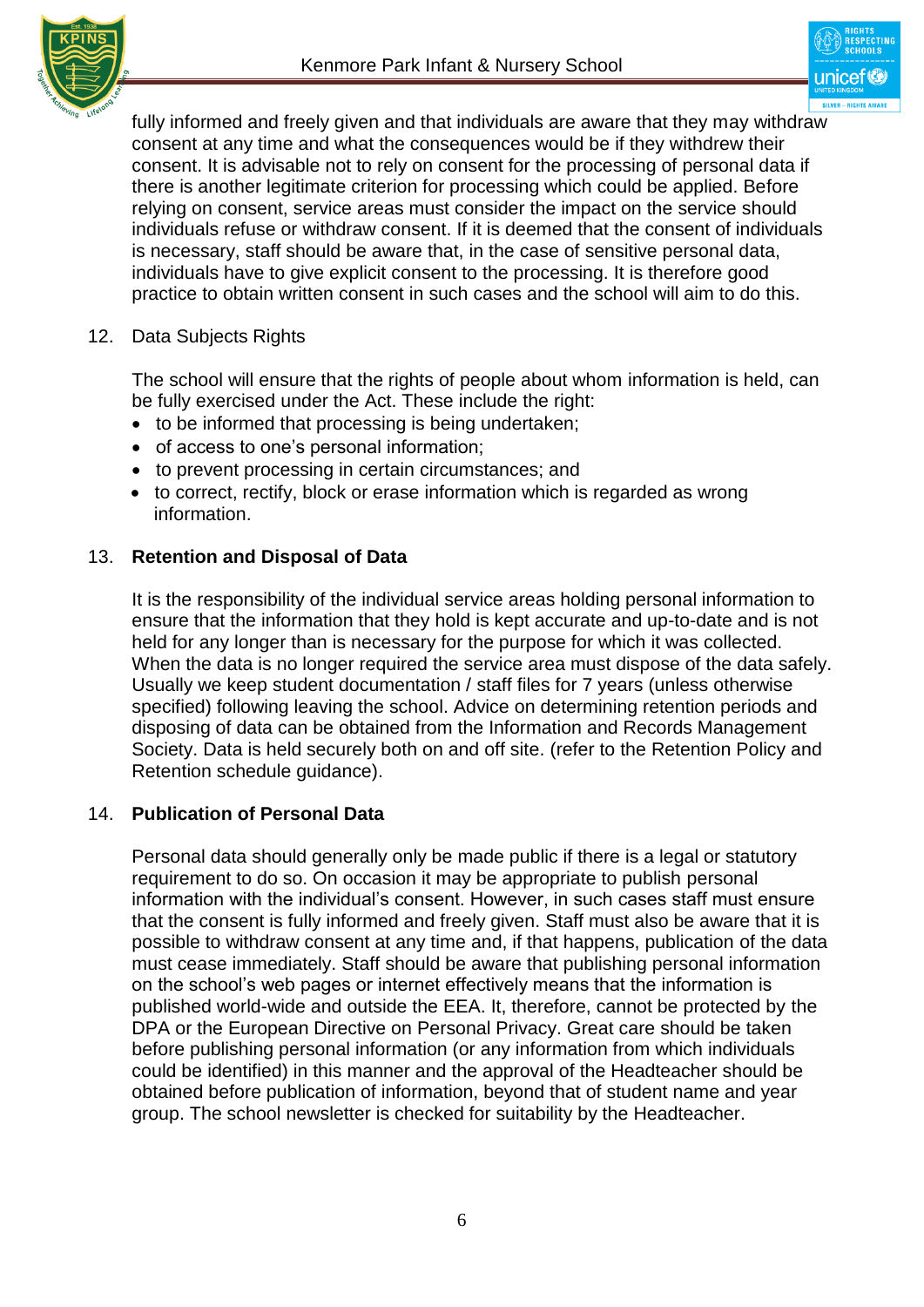fully informed and freely given and that individuals are aware that they may withdraw consent at any time and what the consequences would be if they withdrew their consent. It is advisable not to rely on consent for the processing of personal data if there is another legitimate criterion for processing which could be applied. Before relying on consent, service areas must consider the impact on the service should individuals refuse or withdraw consent. If it is deemed that the consent of individuals is necessary, staff should be aware that, in the case of sensitive personal data, individuals have to give explicit consent to the processing. It is therefore good practice to obtain written consent in such cases and the school will aim to do this.

12. Data Subjects Rights

The school will ensure that the rights of people about whom information is held, can be fully exercised under the Act. These include the right:

- to be informed that processing is being undertaken;
- of access to one's personal information;
- to prevent processing in certain circumstances; and
- to correct, rectify, block or erase information which is regarded as wrong information.

## 13. Retention and Disposal of Data

It is the responsibility of the individual service areas holding personal information to ensure that the information that they hold is kept accurate and up-to-date and is not held for any longer than is necessary for the purpose for which it was collected. When the data is no longer required the service area must dispose of the data safely. Usually we keep student documentation / staff files for 7 years (unless otherwise specified) following leaving the school. Advice on determining retention periods and disposing of data can be obtained from the Information and Records Management Society. Data is held securely both on and off site. (refer to the Retention Policy and Retention schedule guidance).

## 14. Publication of Personal Data

Personal data should generally only be made public if there is a legal or statutory requirement to do so. On occasion it may be appropriate to publish personal information with the individual's consent. However, in such cases staff must ensure that the consent is fully informed and freely given. Staff must also be aware that it is possible to withdraw consent at any time and, if that happens, publication of the data must cease immediately. Staff should be aware that publishing personal information on the school's web pages or internet effectively means that the information is published world-wide and outside the EEA. It, therefore, cannot be protected by the DPA or the European Directive on Personal Privacy. Great care should be taken before publishing personal information (or any information from which individuals could be identified) in this manner and the approval of the Headteacher should be obtained before publication of information, beyond that of student name and year group. The school newsletter is checked for suitability by the Headteacher.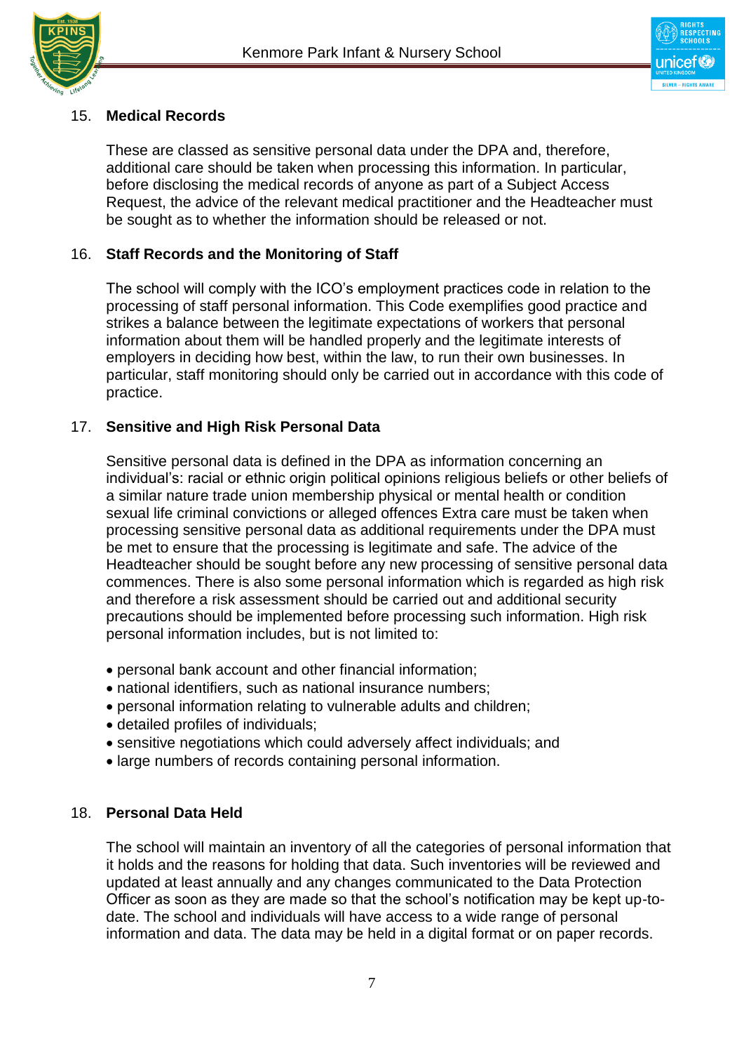## 15. Medical Records

These are classed as sensitive personal data under the DPA and, therefore, additional care should be taken when processing this information. In particular, before disclosing the medical records of anyone as part of a Subject Access Request, the advice of the relevant medical practitioner and the Headteacher must be sought as to whether the information should be released or not.

## 16. Staff Records and the Monitoring of Staff

The school will comply with the ICO's employment practices code in relation to the processing of staff personal information. This Code exemplifies good practice and strikes a balance between the legitimate expectations of workers that personal information about them will be handled properly and the legitimate interests of employers in deciding how best, within the law, to run their own businesses. In particular, staff monitoring should only be carried out in accordance with this code of practice.

## 17. Sensitive and High Risk Personal Data

Sensitive personal data is defined in the DPA as information concerning an individual's: racial or ethnic origin political opinions religious beliefs or other beliefs of a similar nature trade union membership physical or mental health or condition sexual life criminal convictions or alleged offences Extra care must be taken when processing sensitive personal data as additional requirements under the DPA must be met to ensure that the processing is legitimate and safe. The advice of the Headteacher should be sought before any new processing of sensitive personal data commences. There is also some personal information which is regarded as high risk and therefore a risk assessment should be carried out and additional security precautions should be implemented before processing such information. High risk personal information includes, but is not limited to:

- personal bank account and other financial information;
- national identifiers, such as national insurance numbers;
- personal information relating to vulnerable adults and children;
- detailed profiles of individuals;
- sensitive negotiations which could adversely affect individuals; and
- large numbers of records containing personal information.

## 18. Personal Data Held

The school will maintain an inventory of all the categories of personal information that it holds and the reasons for holding that data. Such inventories will be reviewed and updated at least annually and any changes communicated to the Data Protection Officer as soon as they are made so that the school's notification may be kept up-to-date. The school and individuals will have access to a wide range of personal information and data. The data may be held in a digital format or on paper records.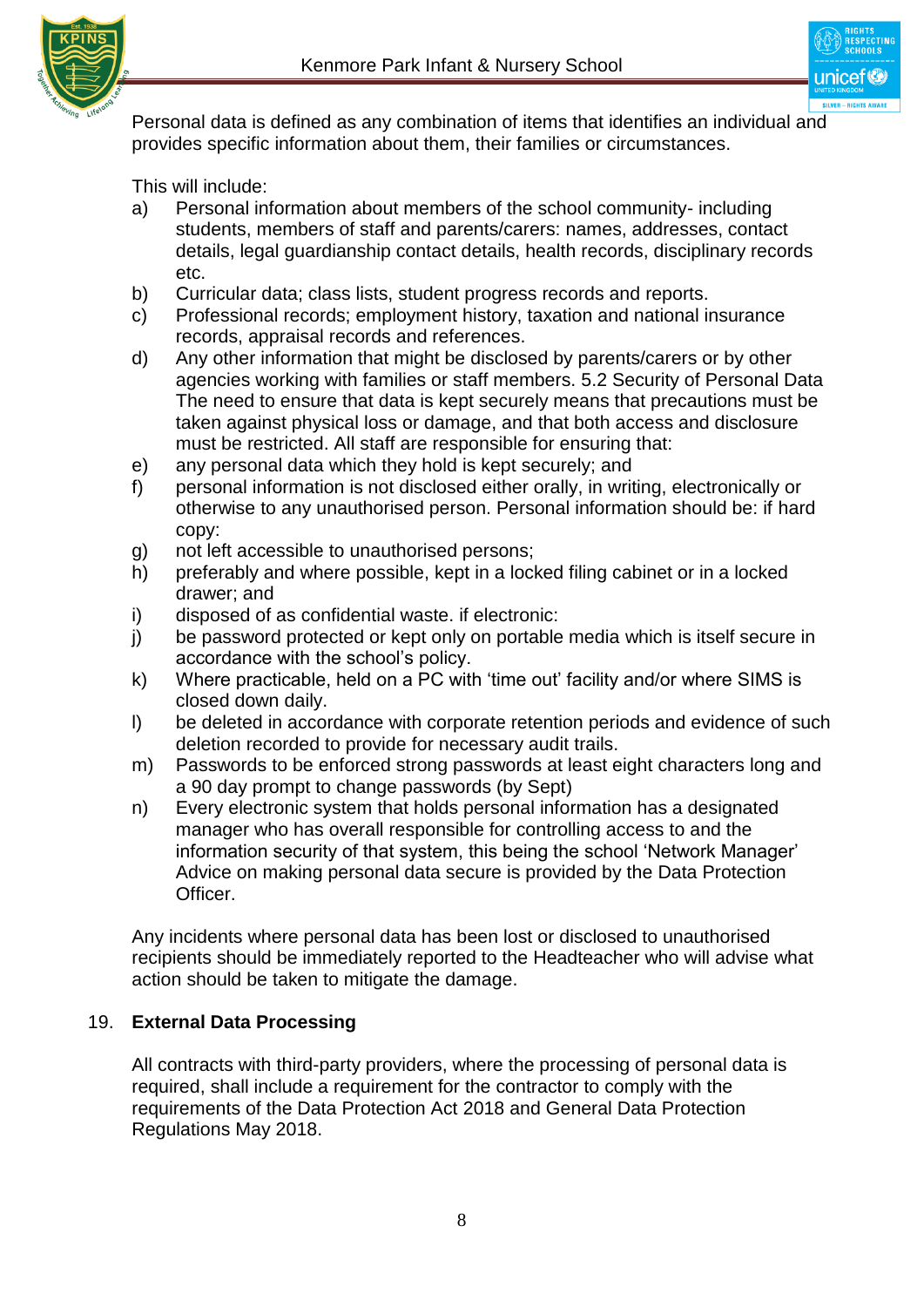Personal data is defined as any combination of items that identifies an individual and provides specific information about them, their families or circumstances.

This will include:

a) Personal information about members of the school community- including students, members of staff and parents/carers: names, addresses, contact details, legal guardianship contact details, health records, disciplinary records etc.

b) Curricular data; class lists, student progress records and reports.

c) Professional records; employment history, taxation and national insurance records, appraisal records and references.

d) Any other information that might be disclosed by parents/carers or by other agencies working with families or staff members. 5.2 Security of Personal Data The need to ensure that data is kept securely means that precautions must be taken against physical loss or damage, and that both access and disclosure must be restricted. All staff are responsible for ensuring that:

e) any personal data which they hold is kept securely; and

f) personal information is not disclosed either orally, in writing, electronically or otherwise to any unauthorised person. Personal information should be: if hard copy:

g) not left accessible to unauthorised persons;

h) preferably and where possible, kept in a locked filing cabinet or in a locked drawer; and

i) disposed of as confidential waste. if electronic:

j) be password protected or kept only on portable media which is itself secure in accordance with the school's policy.

k) Where practicable, held on a PC with 'time out' facility and/or where SIMS is closed down daily.

l) be deleted in accordance with corporate retention periods and evidence of such deletion recorded to provide for necessary audit trails.

m) Passwords to be enforced strong passwords at least eight characters long and a 90 day prompt to change passwords (by Sept)

n) Every electronic system that holds personal information has a designated manager who has overall responsible for controlling access to and the information security of that system, this being the school 'Network Manager' Advice on making personal data secure is provided by the Data Protection Officer.

Any incidents where personal data has been lost or disclosed to unauthorised recipients should be immediately reported to the Headteacher who will advise what action should be taken to mitigate the damage.

## 19. External Data Processing

All contracts with third-party providers, where the processing of personal data is required, shall include a requirement for the contractor to comply with the requirements of the Data Protection Act 2018 and General Data Protection Regulations May 2018.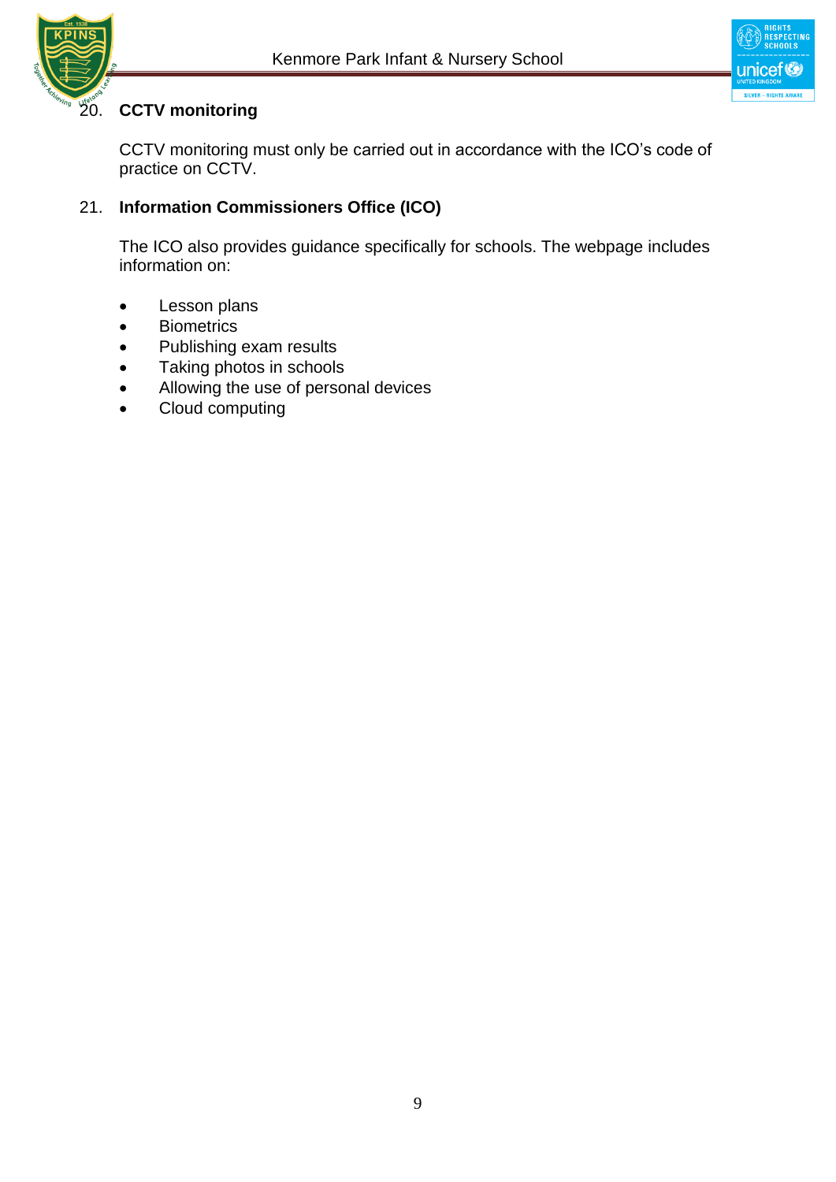## 20. CCTV monitoring

CCTV monitoring must only be carried out in accordance with the ICO's code of practice on CCTV.

## 21. Information Commissioners Office (ICO)

The ICO also provides guidance specifically for schools. The webpage includes information on:

- Lesson plans
- Biometrics
- Publishing exam results
- Taking photos in schools
- Allowing the use of personal devices
- Cloud computing